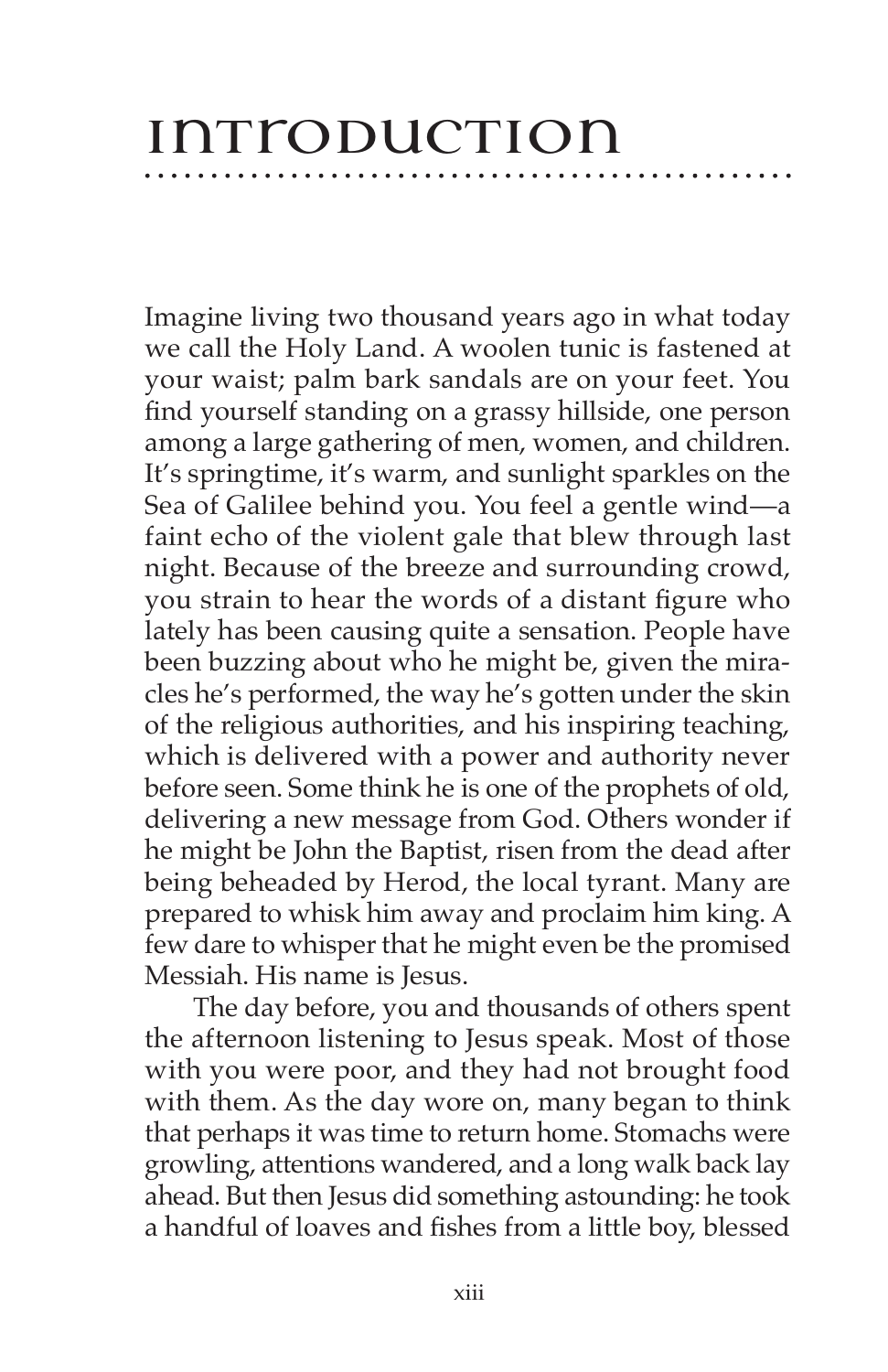# Introduction

Imagine living two thousand years ago in what today we call the Holy Land. A woolen tunic is fastened at your waist; palm bark sandals are on your feet. You find yourself standing on a grassy hillside, one person among a large gathering of men, women, and children. It's springtime, it's warm, and sunlight sparkles on the Sea of Galilee behind you. You feel a gentle wind—a faint echo of the violent gale that blew through last night. Because of the breeze and surrounding crowd, you strain to hear the words of a distant figure who lately has been causing quite a sensation. People have been buzzing about who he might be, given the miracles he's performed, the way he's gotten under the skin of the religious authorities, and his inspiring teaching, which is delivered with a power and authority never before seen. Some think he is one of the prophets of old, delivering a new message from God. Others wonder if he might be John the Baptist, risen from the dead after being beheaded by Herod, the local tyrant. Many are prepared to whisk him away and proclaim him king. A few dare to whisper that he might even be the promised Messiah. His name is Jesus.

The day before, you and thousands of others spent the afternoon listening to Jesus speak. Most of those with you were poor, and they had not brought food with them. As the day wore on, many began to think that perhaps it was time to return home. Stomachs were growling, attentions wandered, and a long walk back lay ahead. But then Jesus did something astounding: he took a handful of loaves and fishes from a little boy, blessed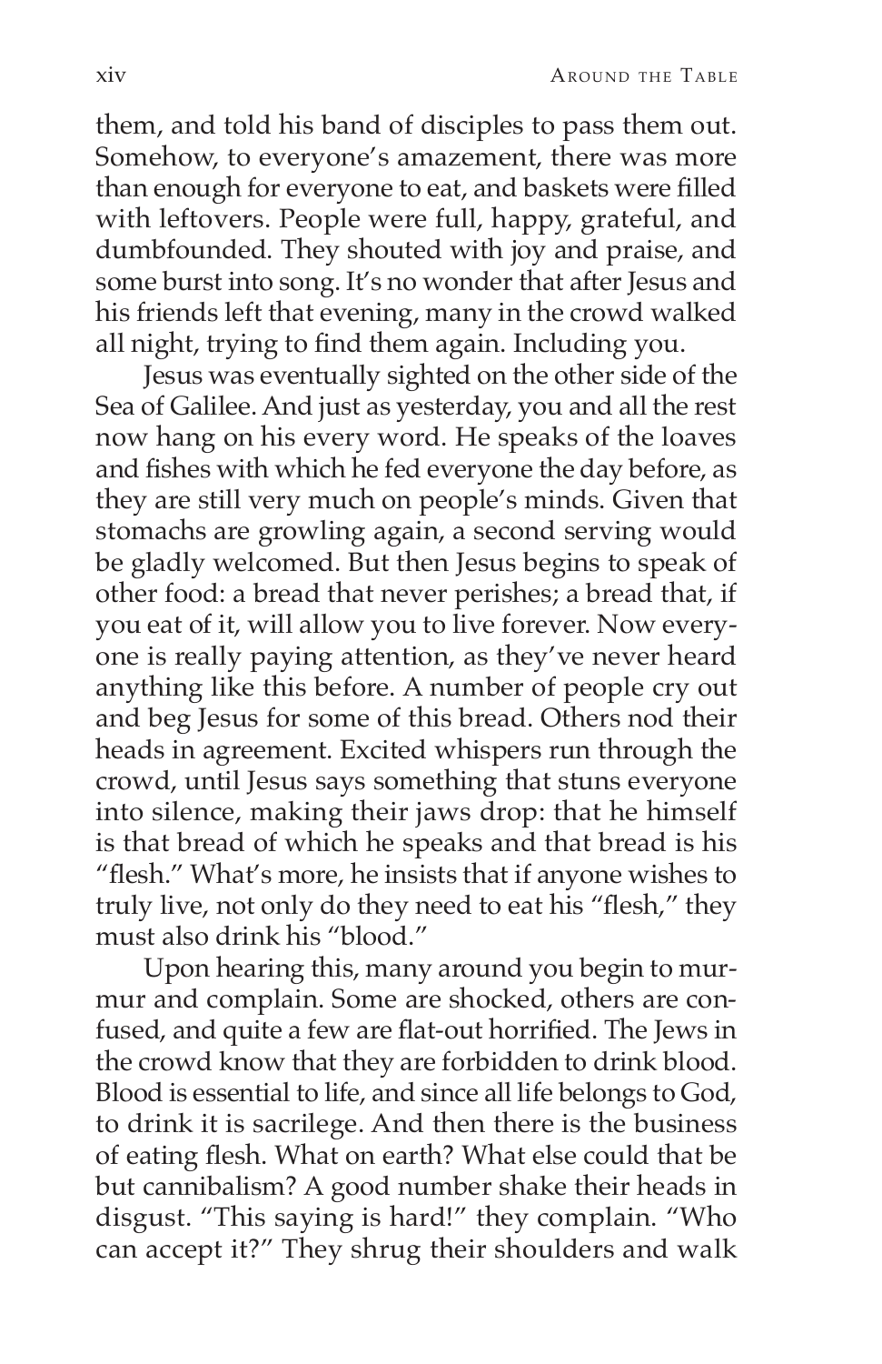them, and told his band of disciples to pass them out. Somehow, to everyone's amazement, there was more than enough for everyone to eat, and baskets were filled with leftovers. People were full, happy, grateful, and dumbfounded. They shouted with joy and praise, and some burst into song. It's no wonder that after Jesus and his friends left that evening, many in the crowd walked all night, trying to find them again. Including you.

Jesus was eventually sighted on the other side of the Sea of Galilee. And just as yesterday, you and all the rest now hang on his every word. He speaks of the loaves and fishes with which he fed everyone the day before, as they are still very much on people's minds. Given that stomachs are growling again, a second serving would be gladly welcomed. But then Jesus begins to speak of other food: a bread that never perishes; a bread that, if you eat of it, will allow you to live forever. Now everyone is really paying attention, as they've never heard anything like this before. A number of people cry out and beg Jesus for some of this bread. Others nod their heads in agreement. Excited whispers run through the crowd, until Jesus says something that stuns everyone into silence, making their jaws drop: that he himself is that bread of which he speaks and that bread is his "flesh." What's more, he insists that if anyone wishes to truly live, not only do they need to eat his "flesh," they must also drink his "blood."

Upon hearing this, many around you begin to murmur and complain. Some are shocked, others are confused, and quite a few are flat-out horrified. The Jews in the crowd know that they are forbidden to drink blood. Blood is essential to life, and since all life belongs to God, to drink it is sacrilege. And then there is the business of eating flesh. What on earth? What else could that be but cannibalism? A good number shake their heads in disgust. "This saying is hard!" they complain. "Who can accept it?" They shrug their shoulders and walk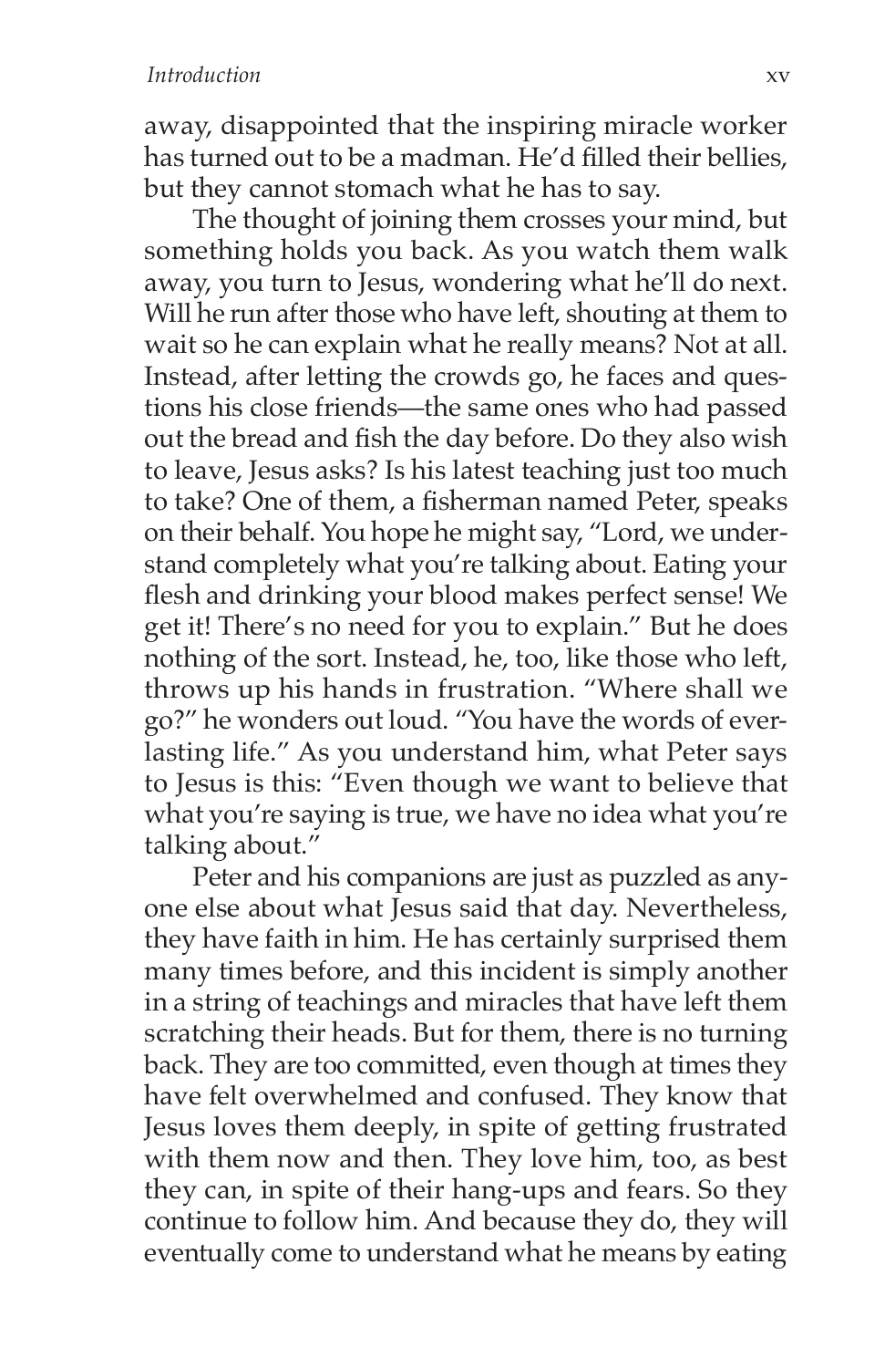away, disappointed that the inspiring miracle worker has turned out to be a madman. He'd filled their bellies, but they cannot stomach what he has to say.

The thought of joining them crosses your mind, but something holds you back. As you watch them walk away, you turn to Jesus, wondering what he'll do next. Will he run after those who have left, shouting at them to wait so he can explain what he really means? Not at all. Instead, after letting the crowds go, he faces and questions his close friends—the same ones who had passed out the bread and fish the day before. Do they also wish to leave, Jesus asks? Is his latest teaching just too much to take? One of them, a fisherman named Peter, speaks on their behalf. You hope he might say, "Lord, we understand completely what you're talking about. Eating your flesh and drinking your blood makes perfect sense! We get it! There's no need for you to explain." But he does nothing of the sort. Instead, he, too, like those who left, throws up his hands in frustration. "Where shall we go?" he wonders out loud. "You have the words of everlasting life." As you understand him, what Peter says to Jesus is this: "Even though we want to believe that what you're saying is true, we have no idea what you're talking about."

Peter and his companions are just as puzzled as anyone else about what Jesus said that day. Nevertheless, they have faith in him. He has certainly surprised them many times before, and this incident is simply another in a string of teachings and miracles that have left them scratching their heads. But for them, there is no turning back. They are too committed, even though at times they have felt overwhelmed and confused. They know that Jesus loves them deeply, in spite of getting frustrated with them now and then. They love him, too, as best they can, in spite of their hang-ups and fears. So they continue to follow him. And because they do, they will eventually come to understand what he means by eating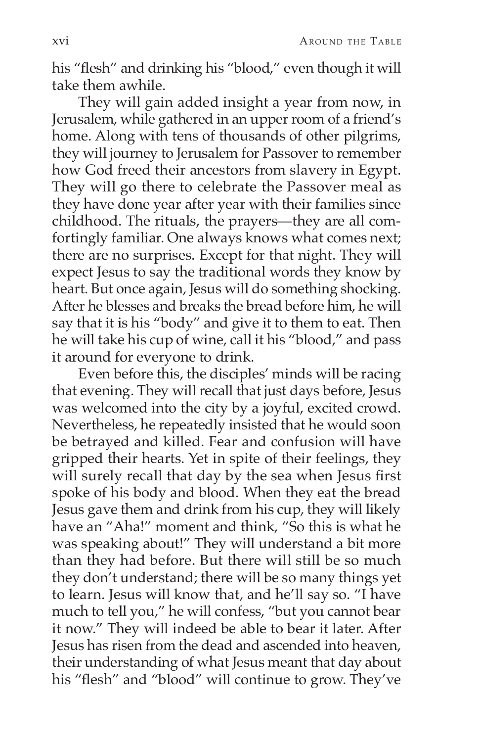his "flesh" and drinking his "blood," even though it will take them awhile.

They will gain added insight a year from now, in Jerusalem, while gathered in an upper room of a friend's home. Along with tens of thousands of other pilgrims, they will journey to Jerusalem for Passover to remember how God freed their ancestors from slavery in Egypt. They will go there to celebrate the Passover meal as they have done year after year with their families since childhood. The rituals, the prayers—they are all comfortingly familiar. One always knows what comes next; there are no surprises. Except for that night. They will expect Jesus to say the traditional words they know by heart. But once again, Jesus will do something shocking. After he blesses and breaks the bread before him, he will say that it is his "body" and give it to them to eat. Then he will take his cup of wine, call it his "blood," and pass it around for everyone to drink.

Even before this, the disciples' minds will be racing that evening. They will recall that just days before, Jesus was welcomed into the city by a joyful, excited crowd. Nevertheless, he repeatedly insisted that he would soon be betrayed and killed. Fear and confusion will have gripped their hearts. Yet in spite of their feelings, they will surely recall that day by the sea when Jesus first spoke of his body and blood. When they eat the bread Jesus gave them and drink from his cup, they will likely have an "Aha!" moment and think, "So this is what he was speaking about!" They will understand a bit more than they had before. But there will still be so much they don't understand; there will be so many things yet to learn. Jesus will know that, and he'll say so. "I have much to tell you," he will confess, "but you cannot bear it now." They will indeed be able to bear it later. After Jesus has risen from the dead and ascended into heaven, their understanding of what Jesus meant that day about his "flesh" and "blood" will continue to grow. They've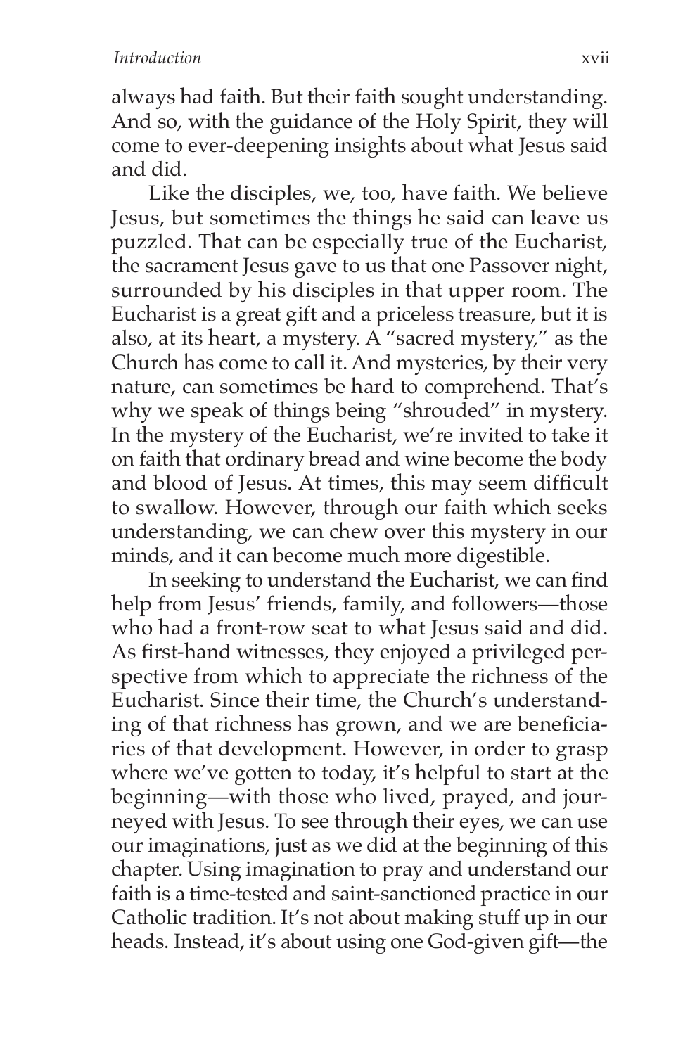always had faith. But their faith sought understanding. And so, with the guidance of the Holy Spirit, they will come to ever-deepening insights about what Jesus said and did.

Like the disciples, we, too, have faith. We believe Jesus, but sometimes the things he said can leave us puzzled. That can be especially true of the Eucharist, the sacrament Jesus gave to us that one Passover night, surrounded by his disciples in that upper room. The Eucharist is a great gift and a priceless treasure, but it is also, at its heart, a mystery. A "sacred mystery," as the Church has come to call it. And mysteries, by their very nature, can sometimes be hard to comprehend. That's why we speak of things being "shrouded" in mystery. In the mystery of the Eucharist, we're invited to take it on faith that ordinary bread and wine become the body and blood of Jesus. At times, this may seem difficult to swallow. However, through our faith which seeks understanding, we can chew over this mystery in our minds, and it can become much more digestible.

In seeking to understand the Eucharist, we can find help from Jesus' friends, family, and followers—those who had a front-row seat to what Jesus said and did. As first-hand witnesses, they enjoyed a privileged perspective from which to appreciate the richness of the Eucharist. Since their time, the Church's understanding of that richness has grown, and we are beneficiaries of that development. However, in order to grasp where we've gotten to today, it's helpful to start at the beginning—with those who lived, prayed, and journeyed with Jesus. To see through their eyes, we can use our imaginations, just as we did at the beginning of this chapter. Using imagination to pray and understand our faith is a time-tested and saint-sanctioned practice in our Catholic tradition. It's not about making stuff up in our heads. Instead, it's about using one God-given gift—the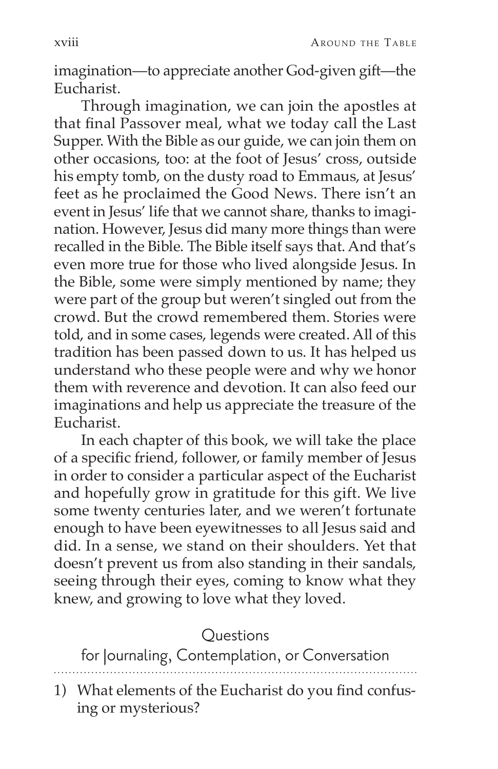imagination—to appreciate another God-given gift—the Eucharist.

Through imagination, we can join the apostles at that final Passover meal, what we today call the Last Supper. With the Bible as our guide, we can join them on other occasions, too: at the foot of Jesus' cross, outside his empty tomb, on the dusty road to Emmaus, at Jesus' feet as he proclaimed the Good News. There isn't an event in Jesus' life that we cannot share, thanks to imagination. However, Jesus did many more things than were recalled in the Bible. The Bible itself says that. And that's even more true for those who lived alongside Jesus. In the Bible, some were simply mentioned by name; they were part of the group but weren't singled out from the crowd. But the crowd remembered them. Stories were told, and in some cases, legends were created. All of this tradition has been passed down to us. It has helped us understand who these people were and why we honor them with reverence and devotion. It can also feed our imaginations and help us appreciate the treasure of the Eucharist.

In each chapter of this book, we will take the place of a specific friend, follower, or family member of Jesus in order to consider a particular aspect of the Eucharist and hopefully grow in gratitude for this gift. We live some twenty centuries later, and we weren't fortunate enough to have been eyewitnesses to all Jesus said and did. In a sense, we stand on their shoulders. Yet that doesn't prevent us from also standing in their sandals, seeing through their eyes, coming to know what they knew, and growing to love what they loved.

## Questions for Journaling, Contemplation, or Conversation

1) What elements of the Eucharist do you find confusing or mysterious?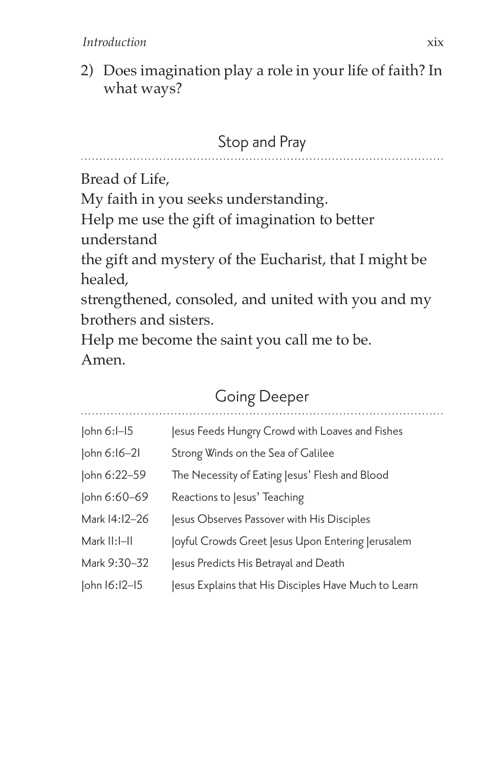2) Does imagination play a role in your life of faith? In what ways?

## Stop and Pray

Bread of Life,
My faith in you seeks understanding.
Help me use the gift of imagination to better understand
the gift and mystery of the Eucharist, that I might be healed,
strengthened, consoled, and united with you and my brothers and sisters.
Help me become the saint you call me to be.
Amen.

## Going Deeper

| | |
|---|---|
| John 6:1–15 | Jesus Feeds Hungry Crowd with Loaves and Fishes |
| John 6:16–21 | Strong Winds on the Sea of Galilee |
| John 6:22–59 | The Necessity of Eating Jesus' Flesh and Blood |
| John 6:60–69 | Reactions to Jesus' Teaching |
| Mark 14:12–26 | Jesus Observes Passover with His Disciples |
| Mark 11:1–11 | Joyful Crowds Greet Jesus Upon Entering Jerusalem |
| Mark 9:30–32 | Jesus Predicts His Betrayal and Death |
| John 16:12–15 | Jesus Explains that His Disciples Have Much to Learn |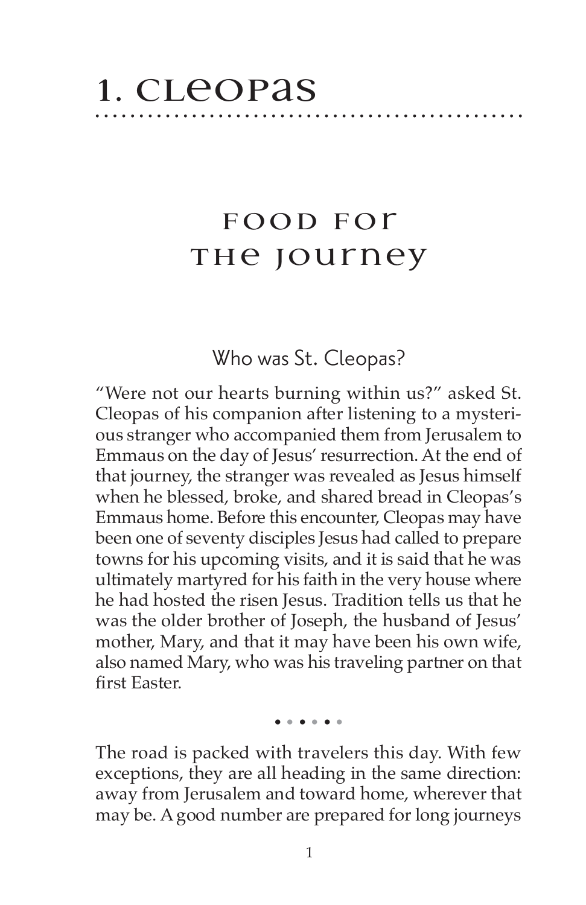# 1. Cleopas

## Food for the Journey

### Who was St. Cleopas?

"Were not our hearts burning within us?" asked St. Cleopas of his companion after listening to a mysterious stranger who accompanied them from Jerusalem to Emmaus on the day of Jesus' resurrection. At the end of that journey, the stranger was revealed as Jesus himself when he blessed, broke, and shared bread in Cleopas's Emmaus home. Before this encounter, Cleopas may have been one of seventy disciples Jesus had called to prepare towns for his upcoming visits, and it is said that he was ultimately martyred for his faith in the very house where he had hosted the risen Jesus. Tradition tells us that he was the older brother of Joseph, the husband of Jesus' mother, Mary, and that it may have been his own wife, also named Mary, who was his traveling partner on that first Easter.

• • • • • •

The road is packed with travelers this day. With few exceptions, they are all heading in the same direction: away from Jerusalem and toward home, wherever that may be. A good number are prepared for long journeys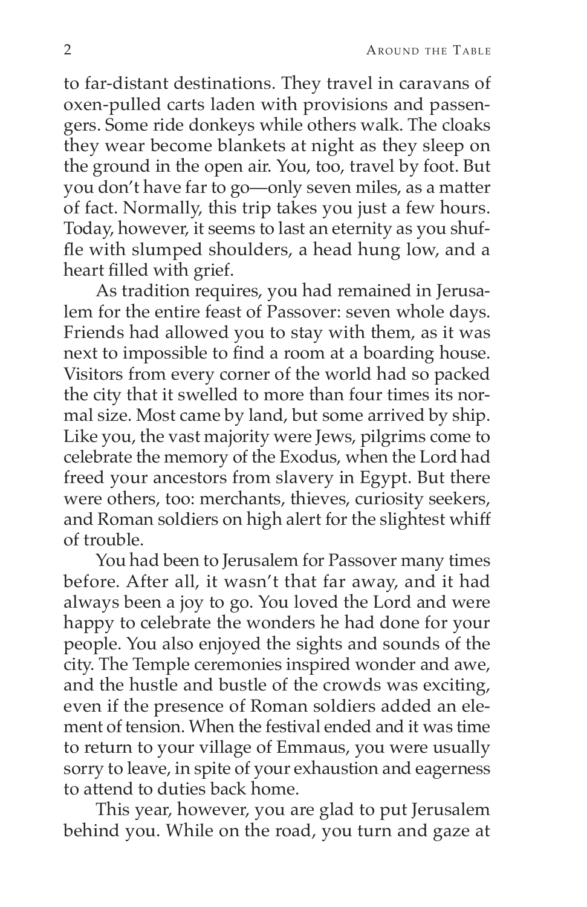to far-distant destinations. They travel in caravans of oxen-pulled carts laden with provisions and passengers. Some ride donkeys while others walk. The cloaks they wear become blankets at night as they sleep on the ground in the open air. You, too, travel by foot. But you don't have far to go—only seven miles, as a matter of fact. Normally, this trip takes you just a few hours. Today, however, it seems to last an eternity as you shuffle with slumped shoulders, a head hung low, and a heart filled with grief.

As tradition requires, you had remained in Jerusalem for the entire feast of Passover: seven whole days. Friends had allowed you to stay with them, as it was next to impossible to find a room at a boarding house. Visitors from every corner of the world had so packed the city that it swelled to more than four times its normal size. Most came by land, but some arrived by ship. Like you, the vast majority were Jews, pilgrims come to celebrate the memory of the Exodus, when the Lord had freed your ancestors from slavery in Egypt. But there were others, too: merchants, thieves, curiosity seekers, and Roman soldiers on high alert for the slightest whiff of trouble.

You had been to Jerusalem for Passover many times before. After all, it wasn't that far away, and it had always been a joy to go. You loved the Lord and were happy to celebrate the wonders he had done for your people. You also enjoyed the sights and sounds of the city. The Temple ceremonies inspired wonder and awe, and the hustle and bustle of the crowds was exciting, even if the presence of Roman soldiers added an element of tension. When the festival ended and it was time to return to your village of Emmaus, you were usually sorry to leave, in spite of your exhaustion and eagerness to attend to duties back home.

This year, however, you are glad to put Jerusalem behind you. While on the road, you turn and gaze at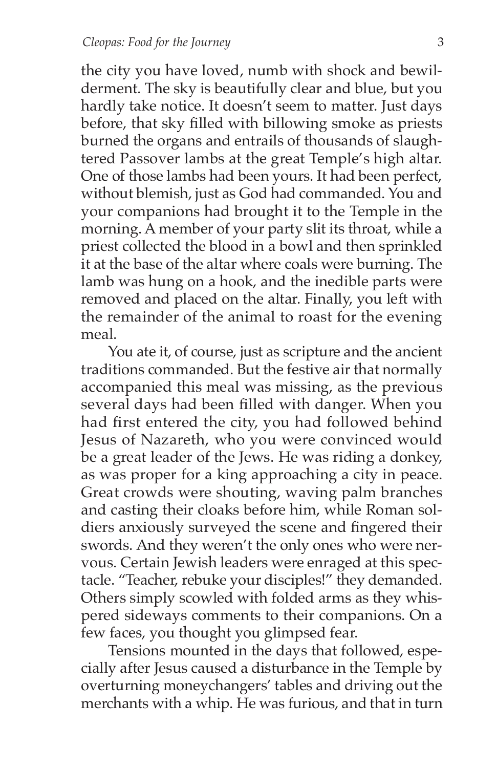the city you have loved, numb with shock and bewilderment. The sky is beautifully clear and blue, but you hardly take notice. It doesn't seem to matter. Just days before, that sky filled with billowing smoke as priests burned the organs and entrails of thousands of slaughtered Passover lambs at the great Temple's high altar. One of those lambs had been yours. It had been perfect, without blemish, just as God had commanded. You and your companions had brought it to the Temple in the morning. A member of your party slit its throat, while a priest collected the blood in a bowl and then sprinkled it at the base of the altar where coals were burning. The lamb was hung on a hook, and the inedible parts were removed and placed on the altar. Finally, you left with the remainder of the animal to roast for the evening meal.

You ate it, of course, just as scripture and the ancient traditions commanded. But the festive air that normally accompanied this meal was missing, as the previous several days had been filled with danger. When you had first entered the city, you had followed behind Jesus of Nazareth, who you were convinced would be a great leader of the Jews. He was riding a donkey, as was proper for a king approaching a city in peace. Great crowds were shouting, waving palm branches and casting their cloaks before him, while Roman soldiers anxiously surveyed the scene and fingered their swords. And they weren't the only ones who were nervous. Certain Jewish leaders were enraged at this spectacle. "Teacher, rebuke your disciples!" they demanded. Others simply scowled with folded arms as they whispered sideways comments to their companions. On a few faces, you thought you glimpsed fear.

Tensions mounted in the days that followed, especially after Jesus caused a disturbance in the Temple by overturning moneychangers' tables and driving out the merchants with a whip. He was furious, and that in turn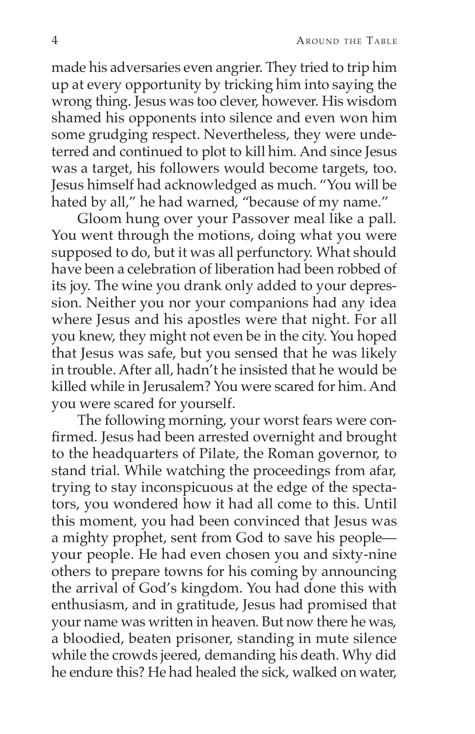made his adversaries even angrier. They tried to trip him up at every opportunity by tricking him into saying the wrong thing. Jesus was too clever, however. His wisdom shamed his opponents into silence and even won him some grudging respect. Nevertheless, they were undeterred and continued to plot to kill him. And since Jesus was a target, his followers would become targets, too. Jesus himself had acknowledged as much. "You will be hated by all," he had warned, "because of my name."

Gloom hung over your Passover meal like a pall. You went through the motions, doing what you were supposed to do, but it was all perfunctory. What should have been a celebration of liberation had been robbed of its joy. The wine you drank only added to your depression. Neither you nor your companions had any idea where Jesus and his apostles were that night. For all you knew, they might not even be in the city. You hoped that Jesus was safe, but you sensed that he was likely in trouble. After all, hadn't he insisted that he would be killed while in Jerusalem? You were scared for him. And you were scared for yourself.

The following morning, your worst fears were confirmed. Jesus had been arrested overnight and brought to the headquarters of Pilate, the Roman governor, to stand trial. While watching the proceedings from afar, trying to stay inconspicuous at the edge of the spectators, you wondered how it had all come to this. Until this moment, you had been convinced that Jesus was a mighty prophet, sent from God to save his people—your people. He had even chosen you and sixty-nine others to prepare towns for his coming by announcing the arrival of God's kingdom. You had done this with enthusiasm, and in gratitude, Jesus had promised that your name was written in heaven. But now there he was, a bloodied, beaten prisoner, standing in mute silence while the crowds jeered, demanding his death. Why did he endure this? He had healed the sick, walked on water,